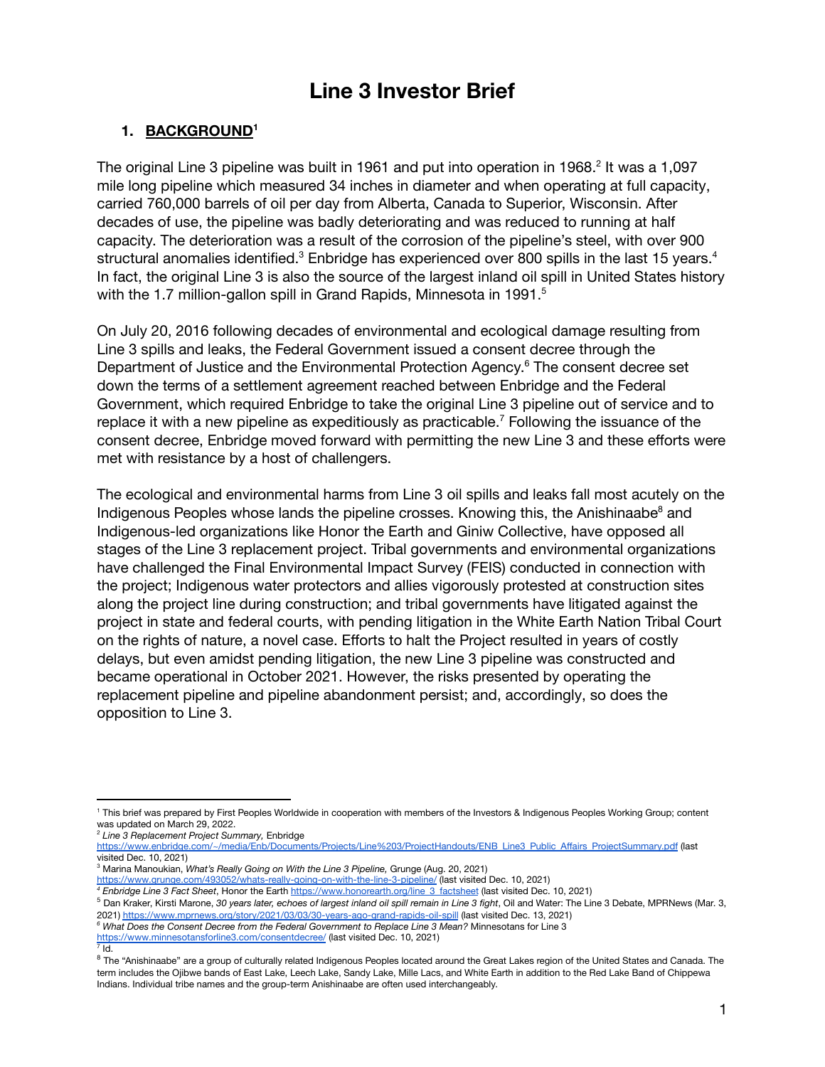# Line 3 Investor Brief

## 1. BACKGROUND[1]

The original Line 3 pipeline was built in 1961 and put into operation in 1968.[2] It was a 1,097 mile long pipeline which measured 34 inches in diameter and when operating at full capacity, carried 760,000 barrels of oil per day from Alberta, Canada to Superior, Wisconsin. After decades of use, the pipeline was badly deteriorating and was reduced to running at half capacity. The deterioration was a result of the corrosion of the pipeline's steel, with over 900 structural anomalies identified.[3] Enbridge has experienced over 800 spills in the last 15 years.[4] In fact, the original Line 3 is also the source of the largest inland oil spill in United States history with the 1.7 million-gallon spill in Grand Rapids, Minnesota in 1991.[5]

On July 20, 2016 following decades of environmental and ecological damage resulting from Line 3 spills and leaks, the Federal Government issued a consent decree through the Department of Justice and the Environmental Protection Agency.[6] The consent decree set down the terms of a settlement agreement reached between Enbridge and the Federal Government, which required Enbridge to take the original Line 3 pipeline out of service and to replace it with a new pipeline as expeditiously as practicable.[7] Following the issuance of the consent decree, Enbridge moved forward with permitting the new Line 3 and these efforts were met with resistance by a host of challengers.

The ecological and environmental harms from Line 3 oil spills and leaks fall most acutely on the Indigenous Peoples whose lands the pipeline crosses. Knowing this, the Anishinaabe[8] and Indigenous-led organizations like Honor the Earth and Giniw Collective, have opposed all stages of the Line 3 replacement project. Tribal governments and environmental organizations have challenged the Final Environmental Impact Survey (FEIS) conducted in connection with the project; Indigenous water protectors and allies vigorously protested at construction sites along the project line during construction; and tribal governments have litigated against the project in state and federal courts, with pending litigation in the White Earth Nation Tribal Court on the rights of nature, a novel case. Efforts to halt the Project resulted in years of costly delays, but even amidst pending litigation, the new Line 3 pipeline was constructed and became operational in October 2021. However, the risks presented by operating the replacement pipeline and pipeline abandonment persist; and, accordingly, so does the opposition to Line 3.

---

[1] This brief was prepared by First Peoples Worldwide in cooperation with members of the Investors & Indigenous Peoples Working Group; content was updated on March 29, 2022.

[2] *Line 3 Replacement Project Summary,* Enbridge https://www.enbridge.com/~/media/Enb/Documents/Projects/Line%203/ProjectHandouts/ENB_Line3_Public_Affairs_ProjectSummary.pdf (last visited Dec. 10, 2021)

[3] Marina Manoukian, *What's Really Going on With the Line 3 Pipeline,* Grunge (Aug. 20, 2021) https://www.grunge.com/493052/whats-really-going-on-with-the-line-3-pipeline/ (last visited Dec. 10, 2021)

[4] *Enbridge Line 3 Fact Sheet*, Honor the Earth https://www.honorearth.org/line_3_factsheet (last visited Dec. 10, 2021)

[5] Dan Kraker, Kirsti Marone, *30 years later, echoes of largest inland oil spill remain in Line 3 fight*, Oil and Water: The Line 3 Debate, MPRNews (Mar. 3, 2021) https://www.mprnews.org/story/2021/03/03/30-years-ago-grand-rapids-oil-spill (last visited Dec. 13, 2021)

[6] *What Does the Consent Decree from the Federal Government to Replace Line 3 Mean?* Minnesotans for Line 3 https://www.minnesotansforline3.com/consentdecree/ (last visited Dec. 10, 2021)

[7] Id.

[8] The "Anishinaabe" are a group of culturally related Indigenous Peoples located around the Great Lakes region of the United States and Canada. The term includes the Ojibwe bands of East Lake, Leech Lake, Sandy Lake, Mille Lacs, and White Earth in addition to the Red Lake Band of Chippewa Indians. Individual tribe names and the group-term Anishinaabe are often used interchangeably.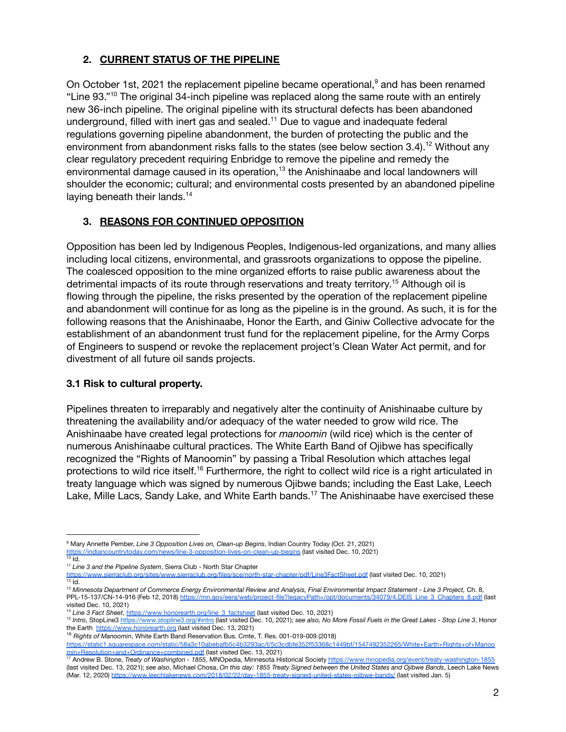## 2. CURRENT STATUS OF THE PIPELINE

On October 1st, 2021 the replacement pipeline became operational,[9] and has been renamed "Line 93."[10] The original 34-inch pipeline was replaced along the same route with an entirely new 36-inch pipeline. The original pipeline with its structural defects has been abandoned underground, filled with inert gas and sealed.[11] Due to vague and inadequate federal regulations governing pipeline abandonment, the burden of protecting the public and the environment from abandonment risks falls to the states (see below section 3.4).[12] Without any clear regulatory precedent requiring Enbridge to remove the pipeline and remedy the environmental damage caused in its operation,[13] the Anishinaabe and local landowners will shoulder the economic; cultural; and environmental costs presented by an abandoned pipeline laying beneath their lands.[14]

## 3. REASONS FOR CONTINUED OPPOSITION

Opposition has been led by Indigenous Peoples, Indigenous-led organizations, and many allies including local citizens, environmental, and grassroots organizations to oppose the pipeline. The coalesced opposition to the mine organized efforts to raise public awareness about the detrimental impacts of its route through reservations and treaty territory.[15] Although oil is flowing through the pipeline, the risks presented by the operation of the replacement pipeline and abandonment will continue for as long as the pipeline is in the ground. As such, it is for the following reasons that the Anishinaabe, Honor the Earth, and Giniw Collective advocate for the establishment of an abandonment trust fund for the replacement pipeline, for the Army Corps of Engineers to suspend or revoke the replacement project's Clean Water Act permit, and for divestment of all future oil sands projects.

### 3.1 Risk to cultural property.

Pipelines threaten to irreparably and negatively alter the continuity of Anishinaabe culture by threatening the availability and/or adequacy of the water needed to grow wild rice. The Anishinaabe have created legal protections for *manoomin* (wild rice) which is the center of numerous Anishinaabe cultural practices. The White Earth Band of Ojibwe has specifically recognized the "Rights of Manoomin" by passing a Tribal Resolution which attaches legal protections to wild rice itself.[16] Furthermore, the right to collect wild rice is a right articulated in treaty language which was signed by numerous Ojibwe bands; including the East Lake, Leech Lake, Mille Lacs, Sandy Lake, and White Earth bands.[17] The Anishinaabe have exercised these

---

[9] Mary Annette Pember, *Line 3 Opposition Lives on, Clean-up Begins*, Indian Country Today (Oct. 21, 2021) https://indiancountrytoday.com/news/line-3-opposition-lives-on-clean-up-begins (last visited Dec. 10, 2021)

[10] Id.

[11] *Line 3 and the Pipeline System*, Sierra Club - North Star Chapter https://www.sierraclub.org/sites/www.sierraclub.org/files/sce/north-star-chapter/pdf/Line3FactSheet.pdf (last visited Dec. 10, 2021)

[12] Id.

[13] *Minnesota Department of Commerce Energy Environmental Review and Analysis, Final Environmental Impact Statement - Line 3 Project,* Ch. 8, PPL-15-137/CN-14-916 (Feb 12, 2018) https://mn.gov/eera/web/project-file?legacyPath=/opt/documents/34079/4.DEIS_Line_3_Chapters_8.pdf (last visited Dec. 10, 2021)

[14] *Line 3 Fact Sheet*, https://www.honorearth.org/line_3_factsheet (last visited Dec. 10, 2021)

[15] *Intro*, StopLine3 https://www.stopline3.org/#intro (last visited Dec. 10, 2021); *see also, No More Fossil Fuels in the Great Lakes - Stop Line 3*, Honor the Earth https://www.honorearth.org (last visited Dec. 13, 2021)

[16] *Rights of Manoomin*, White Earth Band Reservation Bus. Cmte, T. Res. 001-019-009 (2018) https://static1.squarespace.com/static/58a3c10abebafb5c4b3293ac/t/5c3cdbfe352f53368c1449bf/1547492352265/White+Earth+Rights+of+Manoomin+Resolution+and+Ordinance+combined.pdf (last visited Dec. 13, 2021)

[17] Andrew B. Stone, *Treaty of Washington - 1855*, MNOpedia, Minnesota Historical Society https://www.mnopedia.org/event/treaty-washington-1855 (last visited Dec. 13, 2021); *see also*, Michael Chosa, *On this day: 1855 Treaty Signed between the United States and Ojibwe Bands*, Leech Lake News (Mar. 12, 2020) https://www.leechlakenews.com/2018/02/22/day-1855-treaty-signed-united-states-ojibwe-bands/ (last visited Jan. 5)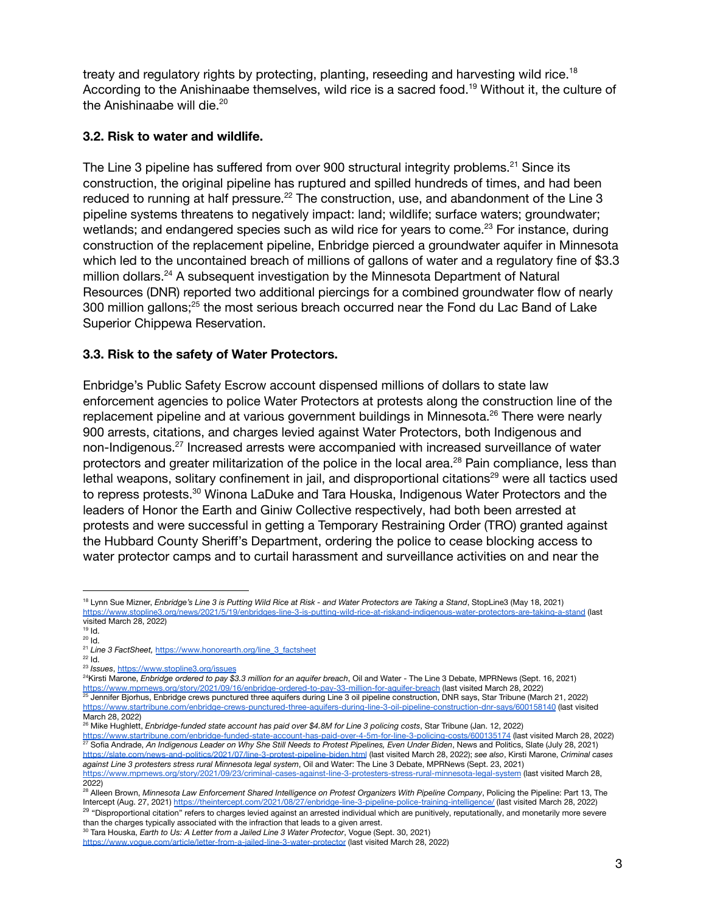treaty and regulatory rights by protecting, planting, reseeding and harvesting wild rice.[18] According to the Anishinaabe themselves, wild rice is a sacred food.[19] Without it, the culture of the Anishinaabe will die.[20]

### 3.2. Risk to water and wildlife.

The Line 3 pipeline has suffered from over 900 structural integrity problems.[21] Since its construction, the original pipeline has ruptured and spilled hundreds of times, and had been reduced to running at half pressure.[22] The construction, use, and abandonment of the Line 3 pipeline systems threatens to negatively impact: land; wildlife; surface waters; groundwater; wetlands; and endangered species such as wild rice for years to come.[23] For instance, during construction of the replacement pipeline, Enbridge pierced a groundwater aquifer in Minnesota which led to the uncontained breach of millions of gallons of water and a regulatory fine of $3.3 million dollars.[24] A subsequent investigation by the Minnesota Department of Natural Resources (DNR) reported two additional piercings for a combined groundwater flow of nearly 300 million gallons;[25] the most serious breach occurred near the Fond du Lac Band of Lake Superior Chippewa Reservation.

### 3.3. Risk to the safety of Water Protectors.

Enbridge's Public Safety Escrow account dispensed millions of dollars to state law enforcement agencies to police Water Protectors at protests along the construction line of the replacement pipeline and at various government buildings in Minnesota.[26] There were nearly 900 arrests, citations, and charges levied against Water Protectors, both Indigenous and non-Indigenous.[27] Increased arrests were accompanied with increased surveillance of water protectors and greater militarization of the police in the local area.[28] Pain compliance, less than lethal weapons, solitary confinement in jail, and disproportional citations[29] were all tactics used to repress protests.[30] Winona LaDuke and Tara Houska, Indigenous Water Protectors and the leaders of Honor the Earth and Giniw Collective respectively, had both been arrested at protests and were successful in getting a Temporary Restraining Order (TRO) granted against the Hubbard County Sheriff's Department, ordering the police to cease blocking access to water protector camps and to curtail harassment and surveillance activities on and near the

---

[18] Lynn Sue Mizner, *Enbridge's Line 3 is Putting Wild Rice at Risk - and Water Protectors are Taking a Stand*, StopLine3 (May 18, 2021) https://www.stopline3.org/news/2021/5/19/enbridges-line-3-is-putting-wild-rice-at-riskand-indigenous-water-protectors-are-taking-a-stand (last visited March 28, 2022)

[19] Id.

[20] Id.

[21] *Line 3 FactSheet*, https://www.honorearth.org/line_3_factsheet

[22] Id.

[23] *Issues*, https://www.stopline3.org/issues

[24] Kirsti Marone, *Enbridge ordered to pay $3.3 million for an aquifer breach*, Oil and Water - The Line 3 Debate, MPRNews (Sept. 16, 2021) https://www.mprnews.org/story/2021/09/16/enbridge-ordered-to-pay-33-million-for-aquifer-breach (last visited March 28, 2022)

[25] Jennifer Bjorhus, Enbridge crews punctured three aquifers during Line 3 oil pipeline construction, DNR says, Star Tribune (March 21, 2022) https://www.startribune.com/enbridge-crews-punctured-three-aquifers-during-line-3-oil-pipeline-construction-dnr-says/600158140 (last visited March 28, 2022)

[26] Mike Hughlett, *Enbridge-funded state account has paid over $4.8M for Line 3 policing costs*, Star Tribune (Jan. 12, 2022) https://www.startribune.com/enbridge-funded-state-account-has-paid-over-4-5m-for-line-3-policing-costs/600135174 (last visited March 28, 2022)

[27] Sofia Andrade, *An Indigenous Leader on Why She Still Needs to Protest Pipelines, Even Under Biden*, News and Politics, Slate (July 28, 2021) https://slate.com/news-and-politics/2021/07/line-3-protest-pipeline-biden.html (last visited March 28, 2022); *see also*, Kirsti Marone, *Criminal cases against Line 3 protesters stress rural Minnesota legal system*, Oil and Water: The Line 3 Debate, MPRNews (Sept. 23, 2021) https://www.mprnews.org/story/2021/09/23/criminal-cases-against-line-3-protesters-stress-rural-minnesota-legal-system (last visited March 28, 2022)

[28] Alleen Brown, *Minnesota Law Enforcement Shared Intelligence on Protest Organizers With Pipeline Company*, Policing the Pipeline: Part 13, The Intercept (Aug. 27, 2021) https://theintercept.com/2021/08/27/enbridge-line-3-pipeline-police-training-intelligence/ (last visited March 28, 2022)

[29] "Disproportional citation" refers to charges levied against an arrested individual which are punitively, reputationally, and monetarily more severe than the charges typically associated with the infraction that leads to a given arrest.

[30] Tara Houska, *Earth to Us: A Letter from a Jailed Line 3 Water Protector*, Vogue (Sept. 30, 2021) https://www.vogue.com/article/letter-from-a-jailed-line-3-water-protector (last visited March 28, 2022)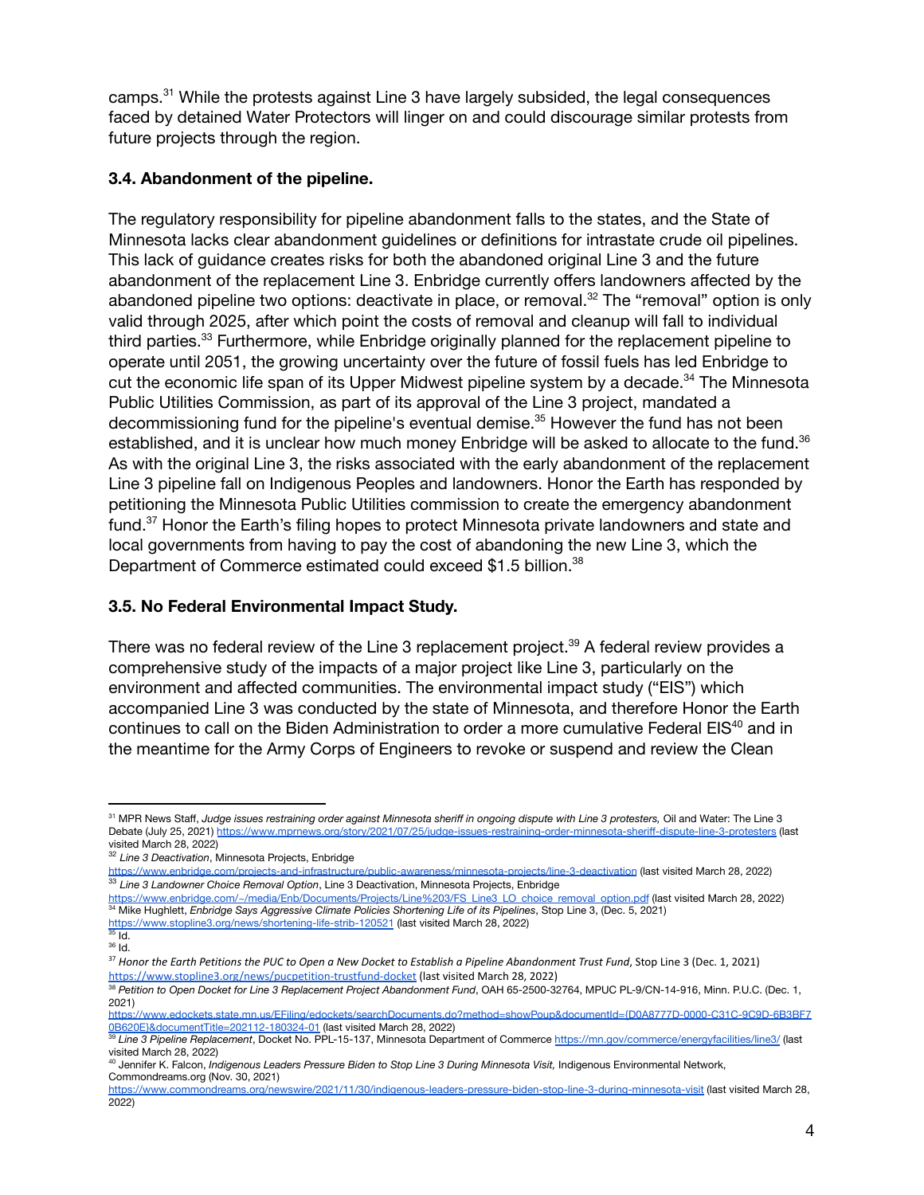camps.[31] While the protests against Line 3 have largely subsided, the legal consequences faced by detained Water Protectors will linger on and could discourage similar protests from future projects through the region.

### 3.4. Abandonment of the pipeline.

The regulatory responsibility for pipeline abandonment falls to the states, and the State of Minnesota lacks clear abandonment guidelines or definitions for intrastate crude oil pipelines. This lack of guidance creates risks for both the abandoned original Line 3 and the future abandonment of the replacement Line 3. Enbridge currently offers landowners affected by the abandoned pipeline two options: deactivate in place, or removal.[32] The "removal" option is only valid through 2025, after which point the costs of removal and cleanup will fall to individual third parties.[33] Furthermore, while Enbridge originally planned for the replacement pipeline to operate until 2051, the growing uncertainty over the future of fossil fuels has led Enbridge to cut the economic life span of its Upper Midwest pipeline system by a decade.[34] The Minnesota Public Utilities Commission, as part of its approval of the Line 3 project, mandated a decommissioning fund for the pipeline's eventual demise.[35] However the fund has not been established, and it is unclear how much money Enbridge will be asked to allocate to the fund.[36] As with the original Line 3, the risks associated with the early abandonment of the replacement Line 3 pipeline fall on Indigenous Peoples and landowners. Honor the Earth has responded by petitioning the Minnesota Public Utilities commission to create the emergency abandonment fund.[37] Honor the Earth's filing hopes to protect Minnesota private landowners and state and local governments from having to pay the cost of abandoning the new Line 3, which the Department of Commerce estimated could exceed $1.5 billion.[38]

### 3.5. No Federal Environmental Impact Study.

There was no federal review of the Line 3 replacement project.[39] A federal review provides a comprehensive study of the impacts of a major project like Line 3, particularly on the environment and affected communities. The environmental impact study ("EIS") which accompanied Line 3 was conducted by the state of Minnesota, and therefore Honor the Earth continues to call on the Biden Administration to order a more cumulative Federal EIS[40] and in the meantime for the Army Corps of Engineers to revoke or suspend and review the Clean

---

[31] MPR News Staff, *Judge issues restraining order against Minnesota sheriff in ongoing dispute with Line 3 protesters,* Oil and Water: The Line 3 Debate (July 25, 2021) https://www.mprnews.org/story/2021/07/25/judge-issues-restraining-order-minnesota-sheriff-dispute-line-3-protesters (last visited March 28, 2022)

[32] *Line 3 Deactivation*, Minnesota Projects, Enbridge https://www.enbridge.com/projects-and-infrastructure/public-awareness/minnesota-projects/line-3-deactivation (last visited March 28, 2022)

[33] *Line 3 Landowner Choice Removal Option*, Line 3 Deactivation, Minnesota Projects, Enbridge https://www.enbridge.com/~/media/Enb/Documents/Projects/Line%203/FS_Line3_LO_choice_removal_option.pdf (last visited March 28, 2022)

[34] Mike Hughlett, *Enbridge Says Aggressive Climate Policies Shortening Life of its Pipelines*, Stop Line 3, (Dec. 5, 2021) https://www.stopline3.org/news/shortening-life-strib-120521 (last visited March 28, 2022)

[35] Id.

[36] Id.

[37] *Honor the Earth Petitions the PUC to Open a New Docket to Establish a Pipeline Abandonment Trust Fund,* Stop Line 3 (Dec. 1, 2021) https://www.stopline3.org/news/pucpetition-trustfund-docket (last visited March 28, 2022)

[38] *Petition to Open Docket for Line 3 Replacement Project Abandonment Fund*, OAH 65-2500-32764, MPUC PL-9/CN-14-916, Minn. P.U.C. (Dec. 1, 2021) https://www.edockets.state.mn.us/EFiling/edockets/searchDocuments.do?method=showPoup&documentId={D0A8777D-0000-C31C-9C9D-6B3BF70B620E}&documentTitle=202112-180324-01 (last visited March 28, 2022)

[39] *Line 3 Pipeline Replacement*, Docket No. PPL-15-137, Minnesota Department of Commerce https://mn.gov/commerce/energyfacilities/line3/ (last visited March 28, 2022)

[40] Jennifer K. Falcon, *Indigenous Leaders Pressure Biden to Stop Line 3 During Minnesota Visit,* Indigenous Environmental Network, Commondreams.org (Nov. 30, 2021) https://www.commondreams.org/newswire/2021/11/30/indigenous-leaders-pressure-biden-stop-line-3-during-minnesota-visit (last visited March 28, 2022)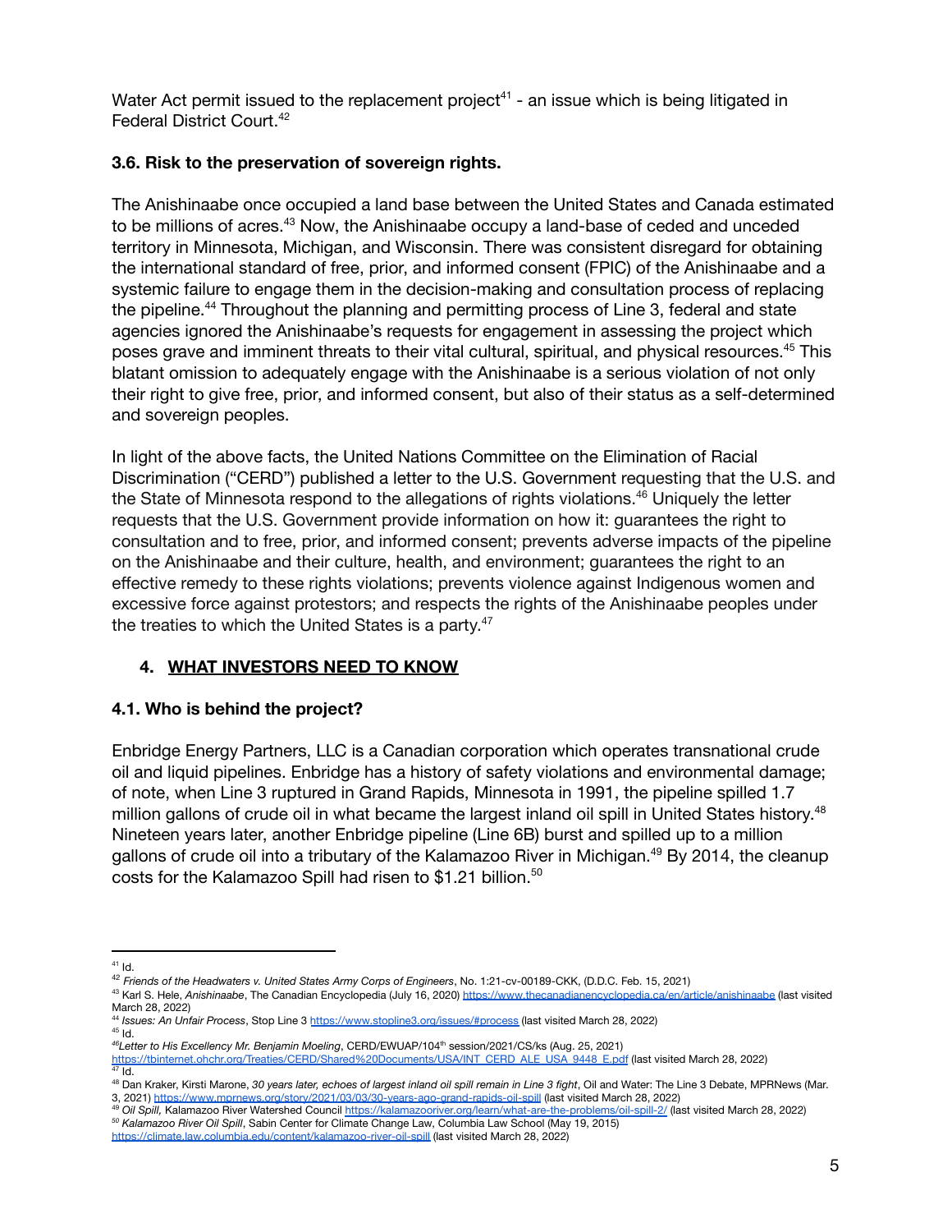Water Act permit issued to the replacement project[41] - an issue which is being litigated in Federal District Court.[42]

### 3.6. Risk to the preservation of sovereign rights.

The Anishinaabe once occupied a land base between the United States and Canada estimated to be millions of acres.[43] Now, the Anishinaabe occupy a land-base of ceded and unceded territory in Minnesota, Michigan, and Wisconsin. There was consistent disregard for obtaining the international standard of free, prior, and informed consent (FPIC) of the Anishinaabe and a systemic failure to engage them in the decision-making and consultation process of replacing the pipeline.[44] Throughout the planning and permitting process of Line 3, federal and state agencies ignored the Anishinaabe's requests for engagement in assessing the project which poses grave and imminent threats to their vital cultural, spiritual, and physical resources.[45] This blatant omission to adequately engage with the Anishinaabe is a serious violation of not only their right to give free, prior, and informed consent, but also of their status as a self-determined and sovereign peoples.

In light of the above facts, the United Nations Committee on the Elimination of Racial Discrimination ("CERD") published a letter to the U.S. Government requesting that the U.S. and the State of Minnesota respond to the allegations of rights violations.[46] Uniquely the letter requests that the U.S. Government provide information on how it: guarantees the right to consultation and to free, prior, and informed consent; prevents adverse impacts of the pipeline on the Anishinaabe and their culture, health, and environment; guarantees the right to an effective remedy to these rights violations; prevents violence against Indigenous women and excessive force against protestors; and respects the rights of the Anishinaabe peoples under the treaties to which the United States is a party.[47]

## 4. <u>WHAT INVESTORS NEED TO KNOW</u>

### 4.1. Who is behind the project?

Enbridge Energy Partners, LLC is a Canadian corporation which operates transnational crude oil and liquid pipelines. Enbridge has a history of safety violations and environmental damage; of note, when Line 3 ruptured in Grand Rapids, Minnesota in 1991, the pipeline spilled 1.7 million gallons of crude oil in what became the largest inland oil spill in United States history.[48] Nineteen years later, another Enbridge pipeline (Line 6B) burst and spilled up to a million gallons of crude oil into a tributary of the Kalamazoo River in Michigan.[49] By 2014, the cleanup costs for the Kalamazoo Spill had risen to $1.21 billion.[50]

---

[41] Id.

[42] *Friends of the Headwaters v. United States Army Corps of Engineers*, No. 1:21-cv-00189-CKK, (D.D.C. Feb. 15, 2021)

[43] Karl S. Hele, *Anishinaabe*, The Canadian Encyclopedia (July 16, 2020) https://www.thecanadianencyclopedia.ca/en/article/anishinaabe (last visited March 28, 2022)

[44] *Issues: An Unfair Process*, Stop Line 3 https://www.stopline3.org/issues/#process (last visited March 28, 2022)

[45] Id.

[46] *Letter to His Excellency Mr. Benjamin Moeling*, CERD/EWUAP/104th session/2021/CS/ks (Aug. 25, 2021) https://tbinternet.ohchr.org/Treaties/CERD/Shared%20Documents/USA/INT_CERD_ALE_USA_9448_E.pdf (last visited March 28, 2022)

[47] Id.

[48] Dan Kraker, Kirsti Marone, *30 years later, echoes of largest inland oil spill remain in Line 3 fight*, Oil and Water: The Line 3 Debate, MPRNews (Mar. 3, 2021) https://www.mprnews.org/story/2021/03/03/30-years-ago-grand-rapids-oil-spill (last visited March 28, 2022)

[49] *Oil Spill,* Kalamazoo River Watershed Council https://kalamazooriver.org/learn/what-are-the-problems/oil-spill-2/ (last visited March 28, 2022)

[50] *Kalamazoo River Oil Spill*, Sabin Center for Climate Change Law, Columbia Law School (May 19, 2015) https://climate.law.columbia.edu/content/kalamazoo-river-oil-spill (last visited March 28, 2022)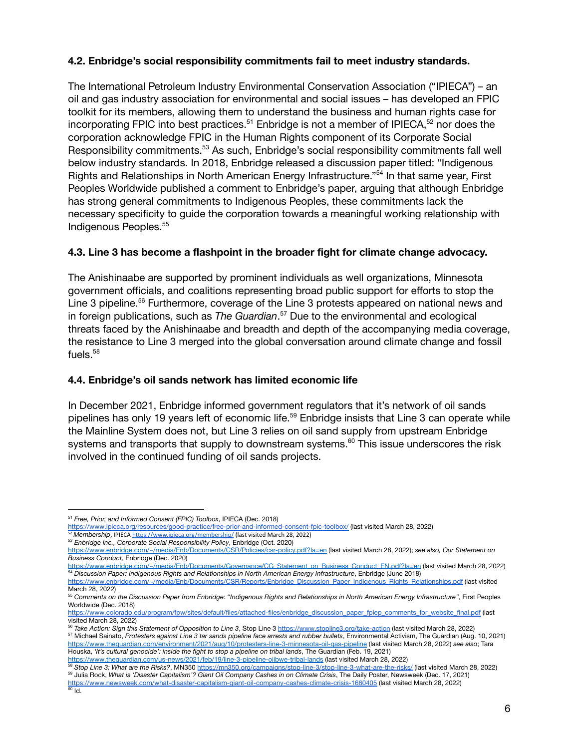### 4.2. Enbridge's social responsibility commitments fail to meet industry standards.

The International Petroleum Industry Environmental Conservation Association ("IPIECA") – an oil and gas industry association for environmental and social issues – has developed an FPIC toolkit for its members, allowing them to understand the business and human rights case for incorporating FPIC into best practices.[51] Enbridge is not a member of IPIECA,[52] nor does the corporation acknowledge FPIC in the Human Rights component of its Corporate Social Responsibility commitments.[53] As such, Enbridge's social responsibility commitments fall well below industry standards. In 2018, Enbridge released a discussion paper titled: "Indigenous Rights and Relationships in North American Energy Infrastructure."[54] In that same year, First Peoples Worldwide published a comment to Enbridge's paper, arguing that although Enbridge has strong general commitments to Indigenous Peoples, these commitments lack the necessary specificity to guide the corporation towards a meaningful working relationship with Indigenous Peoples.[55]

### 4.3. Line 3 has become a flashpoint in the broader fight for climate change advocacy.

The Anishinaabe are supported by prominent individuals as well organizations, Minnesota government officials, and coalitions representing broad public support for efforts to stop the Line 3 pipeline.[56] Furthermore, coverage of the Line 3 protests appeared on national news and in foreign publications, such as *The Guardian*.[57] Due to the environmental and ecological threats faced by the Anishinaabe and breadth and depth of the accompanying media coverage, the resistance to Line 3 merged into the global conversation around climate change and fossil fuels.[58]

### 4.4. Enbridge's oil sands network has limited economic life

In December 2021, Enbridge informed government regulators that it's network of oil sands pipelines has only 19 years left of economic life.[59] Enbridge insists that Line 3 can operate while the Mainline System does not, but Line 3 relies on oil sand supply from upstream Enbridge systems and transports that supply to downstream systems.[60] This issue underscores the risk involved in the continued funding of oil sands projects.

---

[51] *Free, Prior, and Informed Consent (FPIC) Toolbox*, IPIECA (Dec. 2018) https://www.ipieca.org/resources/good-practice/free-prior-and-informed-consent-fpic-toolbox/ (last visited March 28, 2022)

[52] *Membership*, IPIECA https://www.ipieca.org/membership/ (last visited March 28, 2022)

[53] *Enbridge Inc., Corporate Social Responsibility Policy*, Enbridge (Oct. 2020) https://www.enbridge.com/~/media/Enb/Documents/CSR/Policies/csr-policy.pdf?la=en (last visited March 28, 2022); *see also, Our Statement on Business Conduct*, Enbridge (Dec. 2020) https://www.enbridge.com/~/media/Enb/Documents/Governance/CG_Statement_on_Business_Conduct_EN.pdf?la=en (last visited March 28, 2022)

[54] *Discussion Paper: Indigenous Rights and Relationships in North American Energy Infrastructure*, Enbridge (June 2018) https://www.enbridge.com/~/media/Enb/Documents/CSR/Reports/Enbridge_Discussion_Paper_Indigenous_Rights_Relationships.pdf (last visited March 28, 2022)

[55] *Comments on the Discussion Paper from Enbridge: "Indigenous Rights and Relationships in North American Energy Infrastructure"*, First Peoples Worldwide (Dec. 2018) https://www.colorado.edu/program/fpw/sites/default/files/attached-files/enbridge_discussion_paper_fpiep_comments_for_website_final.pdf (last visited March 28, 2022)

[56] *Take Action: Sign this Statement of Opposition to Line 3*, Stop Line 3 https://www.stopline3.org/take-action (last visited March 28, 2022)

[57] Michael Sainato, *Protesters against Line 3 tar sands pipeline face arrests and rubber bullets*, Environmental Activism, The Guardian (Aug. 10, 2021) https://www.theguardian.com/environment/2021/aug/10/protesters-line-3-minnesota-oil-gas-pipeline (last visited March 28, 2022) *see also*; Tara Houska, *'It's cultural genocide': inside the fight to stop a pipeline on tribal lands*, The Guardian (Feb. 19, 2021) https://www.theguardian.com/us-news/2021/feb/19/line-3-pipeline-ojibwe-tribal-lands (last visited March 28, 2022)

[58] *Stop Line 3: What are the Risks?*, MN350 https://mn350.org/campaigns/stop-line-3/stop-line-3-what-are-the-risks/ (last visited March 28, 2022)

[59] Julia Rock, *What is 'Disaster Capitalism'? Giant Oil Company Cashes in on Climate Crisis*, The Daily Poster, Newsweek (Dec. 17, 2021) https://www.newsweek.com/what-disaster-capitalism-giant-oil-company-cashes-climate-crisis-1660405 (last visited March 28, 2022)

[60] Id.